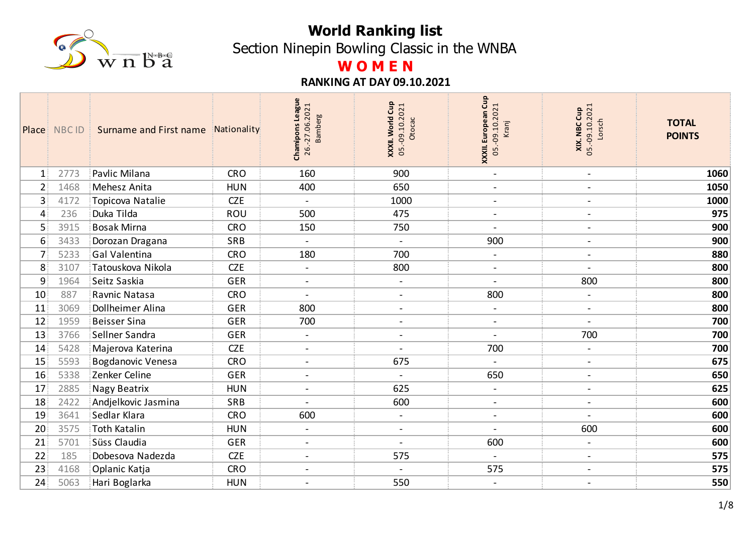# World Ranking list

## Section Ninepin Bowling Classic in the WNBA

## W O M E N

### RANKING AT DAY 09.10.2021

| Place | NBC ID | Surname and First name | Nationality | Champions League 26.-27.06.2021 Bamberg | XXXII. World Cup 05.-09.10.2021 Otocac | XXXII. European Cup 05.-09.10.2021 Kranj | XIX. NBC Cup 05.-09.10.2021 Lorsch | TOTAL POINTS |
|---|---|---|---|---|---|---|---|---|
| 1 | 2773 | Pavlic Milana | CRO | 160 | 900 | - | - | **1060** |
| 2 | 1468 | Mehesz Anita | HUN | 400 | 650 | - | - | **1050** |
| 3 | 4172 | Topicova Natalie | CZE | - | 1000 | - | - | **1000** |
| 4 | 236 | Duka Tilda | ROU | 500 | 475 | - | - | **975** |
| 5 | 3915 | Bosak Mirna | CRO | 150 | 750 | - | - | **900** |
| 6 | 3433 | Dorozan Dragana | SRB | - | - | 900 | - | **900** |
| 7 | 5233 | Gal Valentina | CRO | 180 | 700 | - | - | **880** |
| 8 | 3107 | Tatouskova Nikola | CZE | - | 800 | - | - | **800** |
| 9 | 1964 | Seitz Saskia | GER | - | - | - | 800 | **800** |
| 10 | 887 | Ravnic Natasa | CRO | - | - | 800 | - | **800** |
| 11 | 3069 | Dollheimer Alina | GER | 800 | - | - | - | **800** |
| 12 | 1959 | Beisser Sina | GER | 700 | - | - | - | **700** |
| 13 | 3766 | Sellner Sandra | GER | - | - | - | 700 | **700** |
| 14 | 5428 | Majerova Katerina | CZE | - | - | 700 | - | **700** |
| 15 | 5593 | Bogdanovic Venesa | CRO | - | 675 | - | - | **675** |
| 16 | 5338 | Zenker Celine | GER | - | - | 650 | - | **650** |
| 17 | 2885 | Nagy Beatrix | HUN | - | 625 | - | - | **625** |
| 18 | 2422 | Andjelkovic Jasmina | SRB | - | 600 | - | - | **600** |
| 19 | 3641 | Sedlar Klara | CRO | 600 | - | - | - | **600** |
| 20 | 3575 | Toth Katalin | HUN | - | - | - | 600 | **600** |
| 21 | 5701 | Süss Claudia | GER | - | - | 600 | - | **600** |
| 22 | 185 | Dobesova Nadezda | CZE | - | 575 | - | - | **575** |
| 23 | 4168 | Oplanic Katja | CRO | - | - | 575 | - | **575** |
| 24 | 5063 | Hari Boglarka | HUN | - | 550 | - | - | **550** |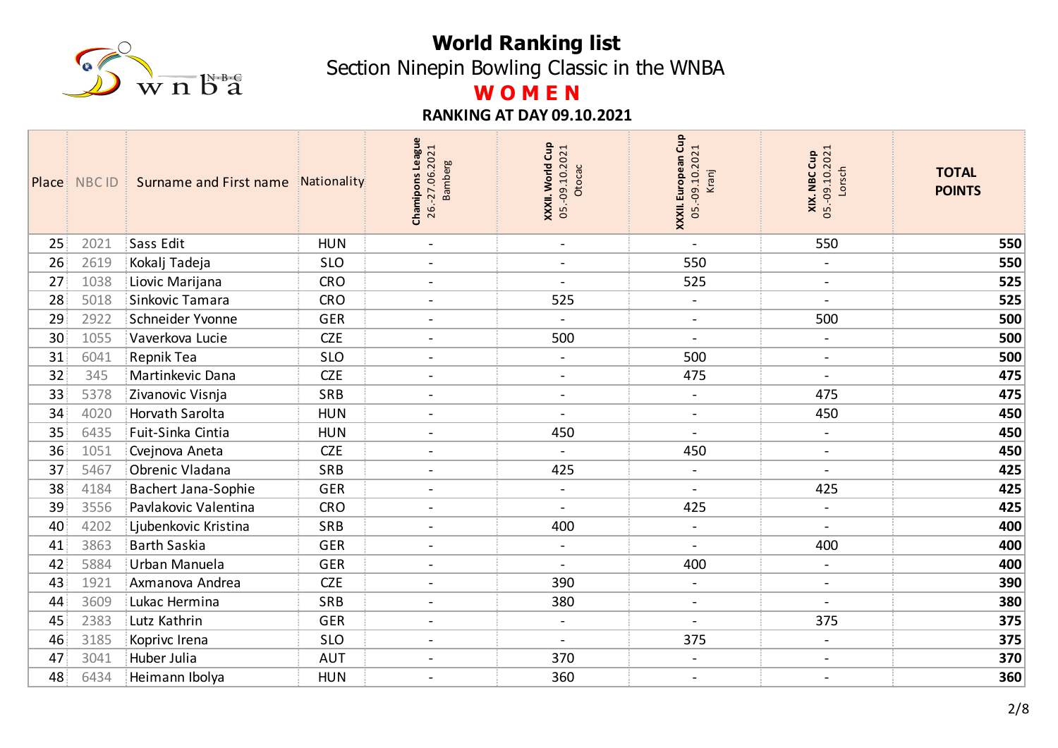# World Ranking list

## Section Ninepin Bowling Classic in the WNBA

## WOMEN

### RANKING AT DAY 09.10.2021

| Place | NBC ID | Surname and First name | Nationality | Champions League 26.-27.06.2021 Bamberg | XXXII. World Cup 05.-09.10.2021 Otocac | XXXII. European Cup 05.-09.10.2021 Kranj | XIX. NBC Cup 05.-09.10.2021 Lorsch | TOTAL POINTS |
|---|---|---|---|---|---|---|---|---|
| 25 | 2021 | Sass Edit | HUN | - | - | - | 550 | **550** |
| 26 | 2619 | Kokalj Tadeja | SLO | - | - | 550 | - | **550** |
| 27 | 1038 | Liovic Marijana | CRO | - | - | 525 | - | **525** |
| 28 | 5018 | Sinkovic Tamara | CRO | - | 525 | - | - | **525** |
| 29 | 2922 | Schneider Yvonne | GER | - | - | - | 500 | **500** |
| 30 | 1055 | Vaverkova Lucie | CZE | - | 500 | - | - | **500** |
| 31 | 6041 | Repnik Tea | SLO | - | - | 500 | - | **500** |
| 32 | 345 | Martinkevic Dana | CZE | - | - | 475 | - | **475** |
| 33 | 5378 | Zivanovic Visnja | SRB | - | - | - | 475 | **475** |
| 34 | 4020 | Horvath Sarolta | HUN | - | - | - | 450 | **450** |
| 35 | 6435 | Fuit-Sinka Cintia | HUN | - | 450 | - | - | **450** |
| 36 | 1051 | Cvejnova Aneta | CZE | - | - | 450 | - | **450** |
| 37 | 5467 | Obrenic Vladana | SRB | - | 425 | - | - | **425** |
| 38 | 4184 | Bachert Jana-Sophie | GER | - | - | - | 425 | **425** |
| 39 | 3556 | Pavlakovic Valentina | CRO | - | - | 425 | - | **425** |
| 40 | 4202 | Ljubenkovic Kristina | SRB | - | 400 | - | - | **400** |
| 41 | 3863 | Barth Saskia | GER | - | - | - | 400 | **400** |
| 42 | 5884 | Urban Manuela | GER | - | - | 400 | - | **400** |
| 43 | 1921 | Axmanova Andrea | CZE | - | 390 | - | - | **390** |
| 44 | 3609 | Lukac Hermina | SRB | - | 380 | - | - | **380** |
| 45 | 2383 | Lutz Kathrin | GER | - | - | - | 375 | **375** |
| 46 | 3185 | Koprivc Irena | SLO | - | - | 375 | - | **375** |
| 47 | 3041 | Huber Julia | AUT | - | 370 | - | - | **370** |
| 48 | 6434 | Heimann Ibolya | HUN | - | 360 | - | - | **360** |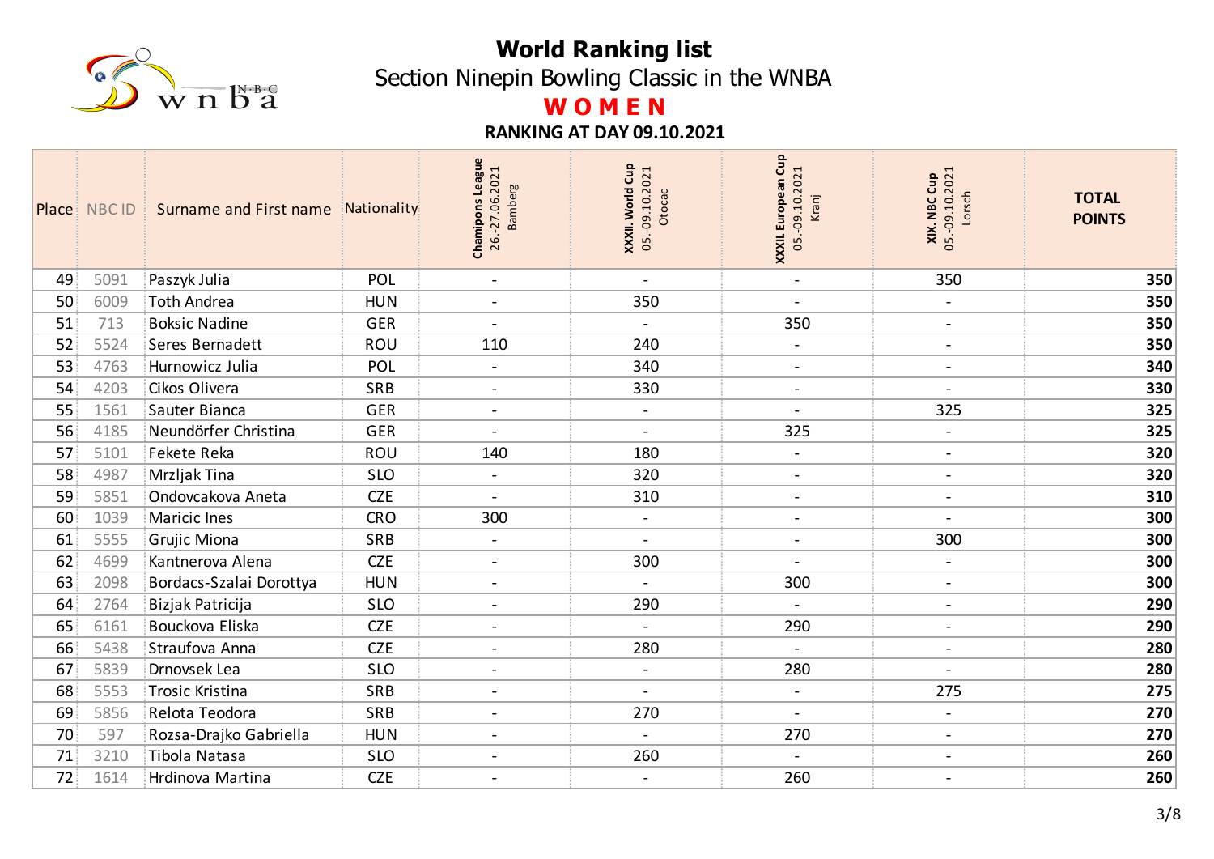# World Ranking list

## Section Ninepin Bowling Classic in the WNBA

## **WOMEN**

### RANKING AT DAY 09.10.2021

| Place | NBC ID | Surname and First name | Nationality | Champions League 26.-27.06.2021 Bamberg | XXXII. World Cup 05.-09.10.2021 Otocac | XXXII. European Cup 05.-09.10.2021 Kranj | XIX. NBC Cup 05.-09.10.2021 Lorsch | TOTAL POINTS |
|---|---|---|---|---|---|---|---|---|
| 49 | 5091 | Paszyk Julia | POL | - | - | - | 350 | **350** |
| 50 | 6009 | Toth Andrea | HUN | - | 350 | - | - | **350** |
| 51 | 713 | Boksic Nadine | GER | - | - | 350 | - | **350** |
| 52 | 5524 | Seres Bernadett | ROU | 110 | 240 | - | - | **350** |
| 53 | 4763 | Hurnowicz Julia | POL | - | 340 | - | - | **340** |
| 54 | 4203 | Cikos Olivera | SRB | - | 330 | - | - | **330** |
| 55 | 1561 | Sauter Bianca | GER | - | - | - | 325 | **325** |
| 56 | 4185 | Neundörfer Christina | GER | - | - | 325 | - | **325** |
| 57 | 5101 | Fekete Reka | ROU | 140 | 180 | - | - | **320** |
| 58 | 4987 | Mrzljak Tina | SLO | - | 320 | - | - | **320** |
| 59 | 5851 | Ondovcakova Aneta | CZE | - | 310 | - | - | **310** |
| 60 | 1039 | Maricic Ines | CRO | 300 | - | - | - | **300** |
| 61 | 5555 | Grujic Miona | SRB | - | - | - | 300 | **300** |
| 62 | 4699 | Kantnerova Alena | CZE | - | 300 | - | - | **300** |
| 63 | 2098 | Bordacs-Szalai Dorottya | HUN | - | - | 300 | - | **300** |
| 64 | 2764 | Bizjak Patricija | SLO | - | 290 | - | - | **290** |
| 65 | 6161 | Bouckova Eliska | CZE | - | - | 290 | - | **290** |
| 66 | 5438 | Straufova Anna | CZE | - | 280 | - | - | **280** |
| 67 | 5839 | Drnovsek Lea | SLO | - | - | 280 | - | **280** |
| 68 | 5553 | Trosic Kristina | SRB | - | - | - | 275 | **275** |
| 69 | 5856 | Relota Teodora | SRB | - | 270 | - | - | **270** |
| 70 | 597 | Rozsa-Drajko Gabriella | HUN | - | - | 270 | - | **270** |
| 71 | 3210 | Tibola Natasa | SLO | - | 260 | - | - | **260** |
| 72 | 1614 | Hrdinova Martina | CZE | - | - | 260 | - | **260** |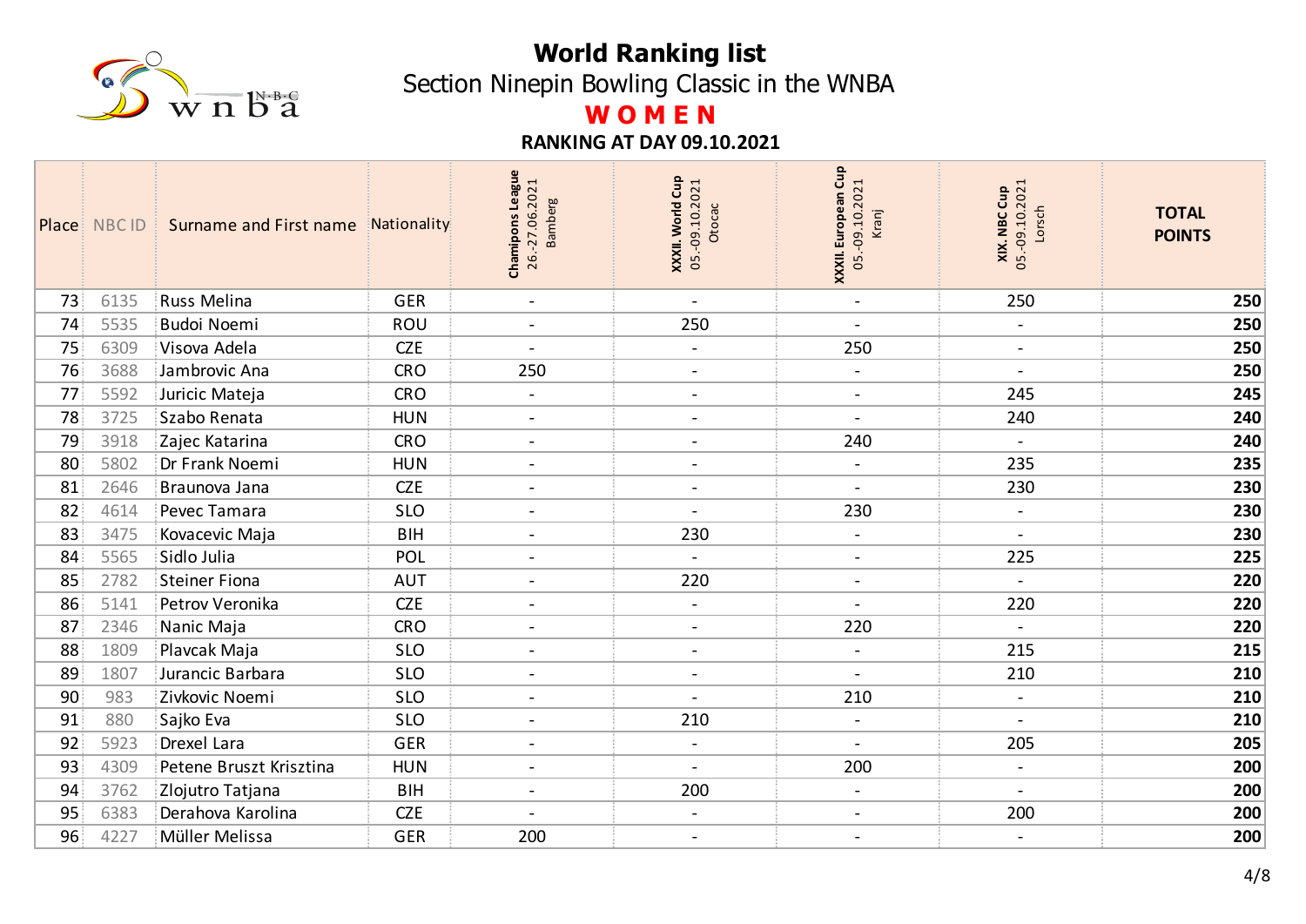# World Ranking list

## Section Ninepin Bowling Classic in the WNBA

## WOMEN

### RANKING AT DAY 09.10.2021

| Place | NBC ID | Surname and First name | Nationality | Champions League 26.-27.06.2021 Bamberg | XXXII. World Cup 05.-09.10.2021 Otocac | XXXII. European Cup 05.-09.10.2021 Kranj | XIX. NBC Cup 05.-09.10.2021 Lorsch | TOTAL POINTS |
|---|---|---|---|---|---|---|---|---|
| 73 | 6135 | Russ Melina | GER | - | - | - | 250 | **250** |
| 74 | 5535 | Budoi Noemi | ROU | - | 250 | - | - | **250** |
| 75 | 6309 | Visova Adela | CZE | - | - | 250 | - | **250** |
| 76 | 3688 | Jambrovic Ana | CRO | 250 | - | - | - | **250** |
| 77 | 5592 | Juricic Mateja | CRO | - | - | - | 245 | **245** |
| 78 | 3725 | Szabo Renata | HUN | - | - | - | 240 | **240** |
| 79 | 3918 | Zajec Katarina | CRO | - | - | 240 | - | **240** |
| 80 | 5802 | Dr Frank Noemi | HUN | - | - | - | 235 | **235** |
| 81 | 2646 | Braunova Jana | CZE | - | - | - | 230 | **230** |
| 82 | 4614 | Pevec Tamara | SLO | - | - | 230 | - | **230** |
| 83 | 3475 | Kovacevic Maja | BIH | - | 230 | - | - | **230** |
| 84 | 5565 | Sidlo Julia | POL | - | - | - | 225 | **225** |
| 85 | 2782 | Steiner Fiona | AUT | - | 220 | - | - | **220** |
| 86 | 5141 | Petrov Veronika | CZE | - | - | - | 220 | **220** |
| 87 | 2346 | Nanic Maja | CRO | - | - | 220 | - | **220** |
| 88 | 1809 | Plavcak Maja | SLO | - | - | - | 215 | **215** |
| 89 | 1807 | Jurancic Barbara | SLO | - | - | - | 210 | **210** |
| 90 | 983 | Zivkovic Noemi | SLO | - | - | 210 | - | **210** |
| 91 | 880 | Sajko Eva | SLO | - | 210 | - | - | **210** |
| 92 | 5923 | Drexel Lara | GER | - | - | - | 205 | **205** |
| 93 | 4309 | Petene Bruszt Krisztina | HUN | - | - | 200 | - | **200** |
| 94 | 3762 | Zlojutro Tatjana | BIH | - | 200 | - | - | **200** |
| 95 | 6383 | Derahova Karolina | CZE | - | - | - | 200 | **200** |
| 96 | 4227 | Müller Melissa | GER | 200 | - | - | - | **200** |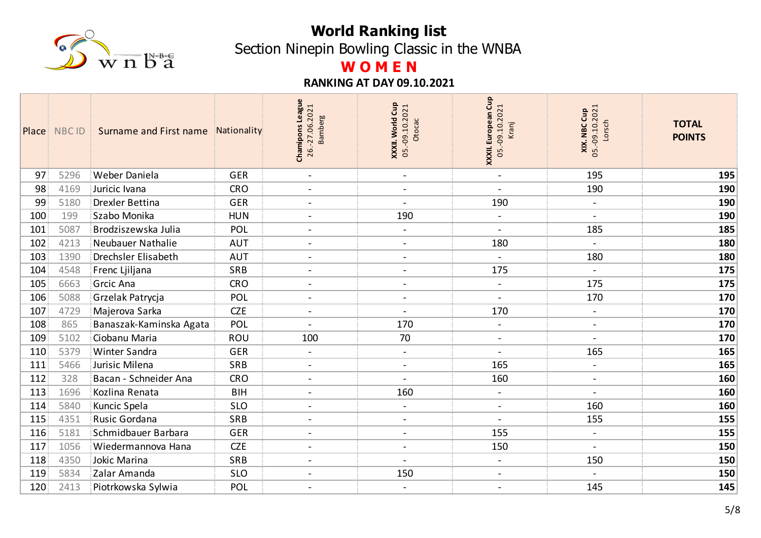# World Ranking list

## Section Ninepin Bowling Classic in the WNBA

## WOMEN

### RANKING AT DAY 09.10.2021

| Place | NBC ID | Surname and First name | Nationality | Champions League 26.-27.06.2021 Bamberg | XXXII. World Cup 05.-09.10.2021 Otocac | XXXII. European Cup 05.-09.10.2021 Kranj | XIX. NBC Cup 05.-09.10.2021 Lorsch | TOTAL POINTS |
|---|---|---|---|---|---|---|---|---|
| 97 | 5296 | Weber Daniela | GER | - | - | - | 195 | **195** |
| 98 | 4169 | Juricic Ivana | CRO | - | - | - | 190 | **190** |
| 99 | 5180 | Drexler Bettina | GER | - | - | 190 | - | **190** |
| 100 | 199 | Szabo Monika | HUN | - | 190 | - | - | **190** |
| 101 | 5087 | Brodziszewska Julia | POL | - | - | - | 185 | **185** |
| 102 | 4213 | Neubauer Nathalie | AUT | - | - | 180 | - | **180** |
| 103 | 1390 | Drechsler Elisabeth | AUT | - | - | - | 180 | **180** |
| 104 | 4548 | Frenc Ljiljana | SRB | - | - | 175 | - | **175** |
| 105 | 6663 | Grcic Ana | CRO | - | - | - | 175 | **175** |
| 106 | 5088 | Grzelak Patrycja | POL | - | - | - | 170 | **170** |
| 107 | 4729 | Majerova Sarka | CZE | - | - | 170 | - | **170** |
| 108 | 865 | Banaszak-Kaminska Agata | POL | - | 170 | - | - | **170** |
| 109 | 5102 | Ciobanu Maria | ROU | 100 | 70 | - | - | **170** |
| 110 | 5379 | Winter Sandra | GER | - | - | - | 165 | **165** |
| 111 | 5466 | Jurisic Milena | SRB | - | - | 165 | - | **165** |
| 112 | 328 | Bacan - Schneider Ana | CRO | - | - | 160 | - | **160** |
| 113 | 1696 | Kozlina Renata | BIH | - | 160 | - | - | **160** |
| 114 | 5840 | Kuncic Spela | SLO | - | - | - | 160 | **160** |
| 115 | 4351 | Rusic Gordana | SRB | - | - | - | 155 | **155** |
| 116 | 5181 | Schmidbauer Barbara | GER | - | - | 155 | - | **155** |
| 117 | 1056 | Wiedermannova Hana | CZE | - | - | 150 | - | **150** |
| 118 | 4350 | Jokic Marina | SRB | - | - | - | 150 | **150** |
| 119 | 5834 | Zalar Amanda | SLO | - | 150 | - | - | **150** |
| 120 | 2413 | Piotrkowska Sylwia | POL | - | - | - | 145 | **145** |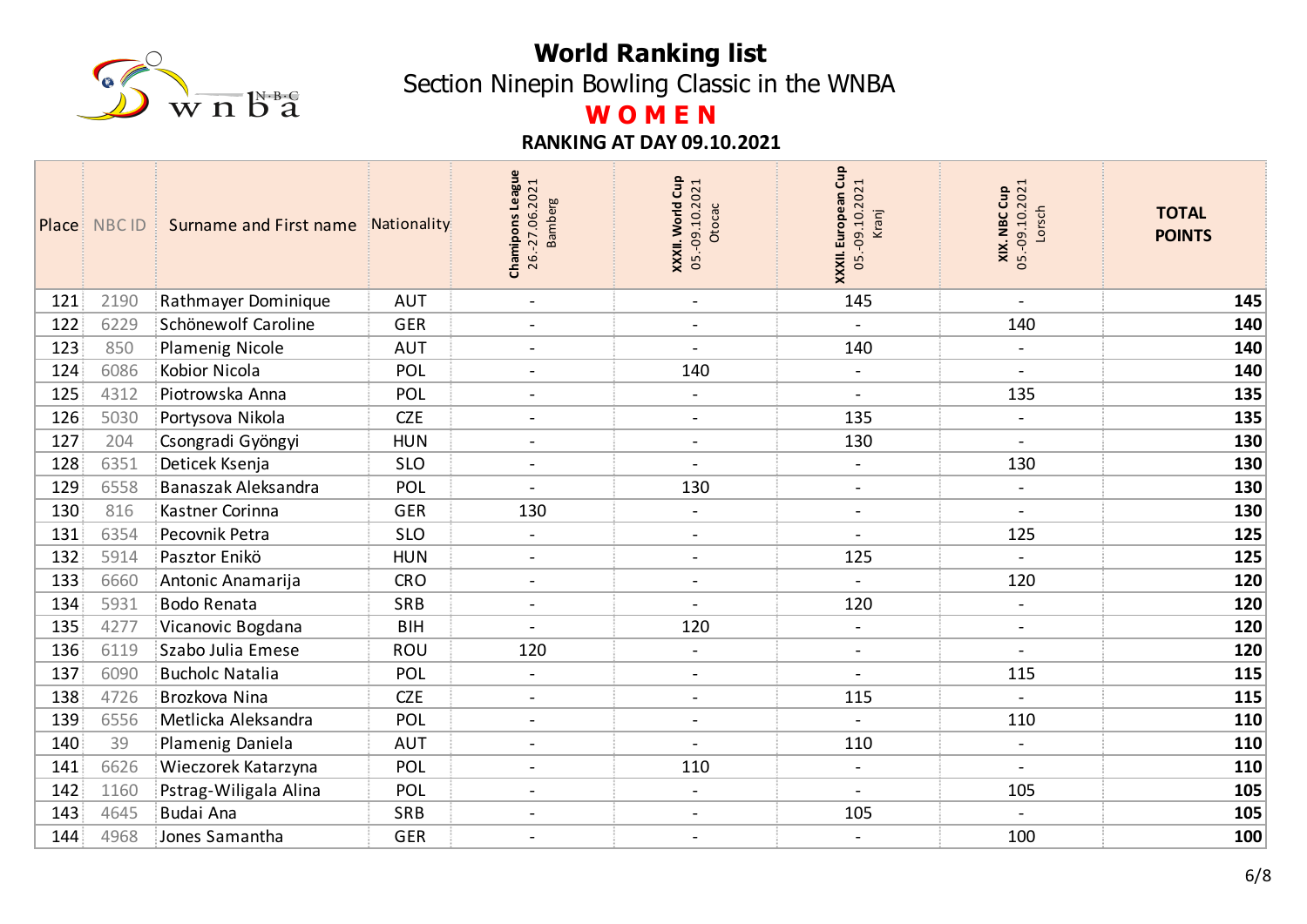# World Ranking list

## Section Ninepin Bowling Classic in the WNBA

## W O M E N

### RANKING AT DAY 09.10.2021

| Place | NBC ID | Surname and First name | Nationality | Champions League 26.-27.06.2021 Bamberg | XXXII. World Cup 05.-09.10.2021 Otocac | XXXII. European Cup 05.-09.10.2021 Kranj | XIX. NBC Cup 05.-09.10.2021 Lorsch | TOTAL POINTS |
|---|---|---|---|---|---|---|---|---|
| 121 | 2190 | Rathmayer Dominique | AUT | - | - | 145 | - | **145** |
| 122 | 6229 | Schönewolf Caroline | GER | - | - | - | 140 | **140** |
| 123 | 850 | Plamenig Nicole | AUT | - | - | 140 | - | **140** |
| 124 | 6086 | Kobior Nicola | POL | - | 140 | - | - | **140** |
| 125 | 4312 | Piotrowska Anna | POL | - | - | - | 135 | **135** |
| 126 | 5030 | Portysova Nikola | CZE | - | - | 135 | - | **135** |
| 127 | 204 | Csongradi Gyöngyi | HUN | - | - | 130 | - | **130** |
| 128 | 6351 | Deticek Ksenja | SLO | - | - | - | 130 | **130** |
| 129 | 6558 | Banaszak Aleksandra | POL | - | 130 | - | - | **130** |
| 130 | 816 | Kastner Corinna | GER | 130 | - | - | - | **130** |
| 131 | 6354 | Pecovnik Petra | SLO | - | - | - | 125 | **125** |
| 132 | 5914 | Pasztor Enikö | HUN | - | - | 125 | - | **125** |
| 133 | 6660 | Antonic Anamarija | CRO | - | - | - | 120 | **120** |
| 134 | 5931 | Bodo Renata | SRB | - | - | 120 | - | **120** |
| 135 | 4277 | Vicanovic Bogdana | BIH | - | 120 | - | - | **120** |
| 136 | 6119 | Szabo Julia Emese | ROU | 120 | - | - | - | **120** |
| 137 | 6090 | Bucholc Natalia | POL | - | - | - | 115 | **115** |
| 138 | 4726 | Brozkova Nina | CZE | - | - | 115 | - | **115** |
| 139 | 6556 | Metlicka Aleksandra | POL | - | - | - | 110 | **110** |
| 140 | 39 | Plamenig Daniela | AUT | - | - | 110 | - | **110** |
| 141 | 6626 | Wieczorek Katarzyna | POL | - | 110 | - | - | **110** |
| 142 | 1160 | Pstrag-Wiligala Alina | POL | - | - | - | 105 | **105** |
| 143 | 4645 | Budai Ana | SRB | - | - | 105 | - | **105** |
| 144 | 4968 | Jones Samantha | GER | - | - | - | 100 | **100** |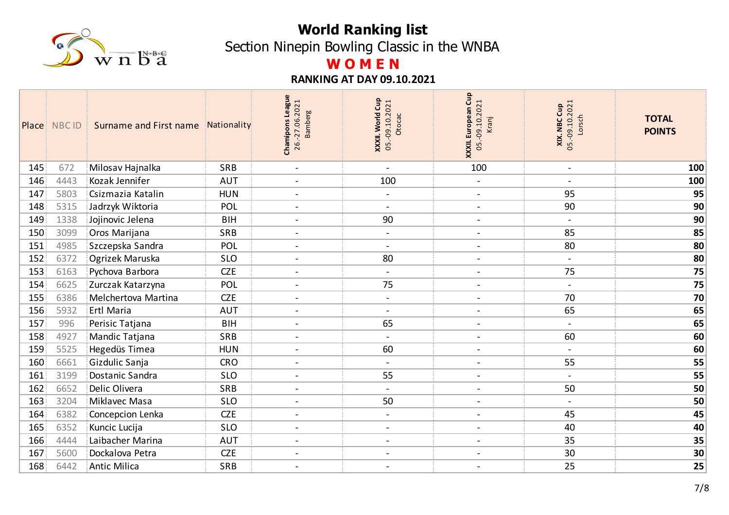# World Ranking list

## Section Ninepin Bowling Classic in the WNBA

## WOMEN

### RANKING AT DAY 09.10.2021

| Place | NBC ID | Surname and First name | Nationality | Champions League 26.-27.06.2021 Bamberg | XXXII. World Cup 05.-09.10.2021 Otocac | XXXII. European Cup 05.-09.10.2021 Kranj | XIX. NBC Cup 05.-09.10.2021 Lorsch | TOTAL POINTS |
|---|---|---|---|---|---|---|---|---|
| 145 | 672 | Milosav Hajnalka | SRB | - | - | 100 | - | **100** |
| 146 | 4443 | Kozak Jennifer | AUT | - | 100 | - | - | **100** |
| 147 | 5803 | Csizmazia Katalin | HUN | - | - | - | 95 | **95** |
| 148 | 5315 | Jadrzyk Wiktoria | POL | - | - | - | 90 | **90** |
| 149 | 1338 | Jojinovic Jelena | BIH | - | 90 | - | - | **90** |
| 150 | 3099 | Oros Marijana | SRB | - | - | - | 85 | **85** |
| 151 | 4985 | Szczepska Sandra | POL | - | - | - | 80 | **80** |
| 152 | 6372 | Ogrizek Maruska | SLO | - | 80 | - | - | **80** |
| 153 | 6163 | Pychova Barbora | CZE | - | - | - | 75 | **75** |
| 154 | 6625 | Zurczak Katarzyna | POL | - | 75 | - | - | **75** |
| 155 | 6386 | Melchertova Martina | CZE | - | - | - | 70 | **70** |
| 156 | 5932 | Ertl Maria | AUT | - | - | - | 65 | **65** |
| 157 | 996 | Perisic Tatjana | BIH | - | 65 | - | - | **65** |
| 158 | 4927 | Mandic Tatjana | SRB | - | - | - | 60 | **60** |
| 159 | 5525 | Hegedüs Timea | HUN | - | 60 | - | - | **60** |
| 160 | 6661 | Gizdulic Sanja | CRO | - | - | - | 55 | **55** |
| 161 | 3199 | Dostanic Sandra | SLO | - | 55 | - | - | **55** |
| 162 | 6652 | Delic Olivera | SRB | - | - | - | 50 | **50** |
| 163 | 3204 | Miklavec Masa | SLO | - | 50 | - | - | **50** |
| 164 | 6382 | Concepcion Lenka | CZE | - | - | - | 45 | **45** |
| 165 | 6352 | Kuncic Lucija | SLO | - | - | - | 40 | **40** |
| 166 | 4444 | Laibacher Marina | AUT | - | - | - | 35 | **35** |
| 167 | 5600 | Dockalova Petra | CZE | - | - | - | 30 | **30** |
| 168 | 6442 | Antic Milica | SRB | - | - | - | 25 | **25** |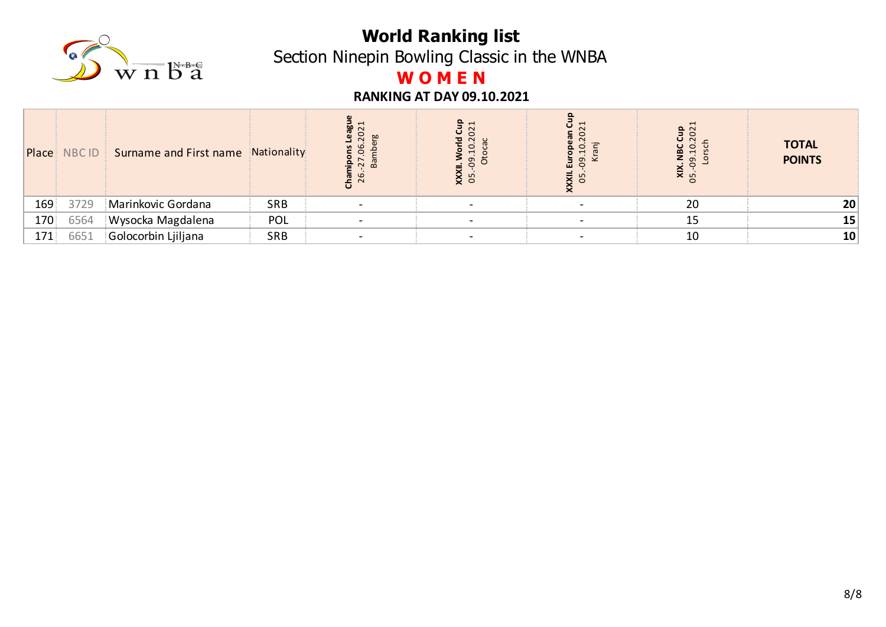# World Ranking list

Section Ninepin Bowling Classic in the WNBA

**W O M E N**

**RANKING AT DAY 09.10.2021**

| Place | NBC ID | Surname and First name | Nationality | **Chamipons League** 26.-27.06.2021 Bamberg | **XXXII. World Cup** 05.-09.10.2021 Otocac | **XXXII. European Cup** 05.-09.10.2021 Kranj | **XIX. NBC Cup** 05.-09.10.2021 Lorsch | **TOTAL POINTS** |
|---|---|---|---|---|---|---|---|---|
| 169 | 3729 | Marinkovic Gordana | SRB | - | - | - | 20 | **20** |
| 170 | 6564 | Wysocka Magdalena | POL | - | - | - | 15 | **15** |
| 171 | 6651 | Golocorbin Ljiljana | SRB | - | - | - | 10 | **10** |